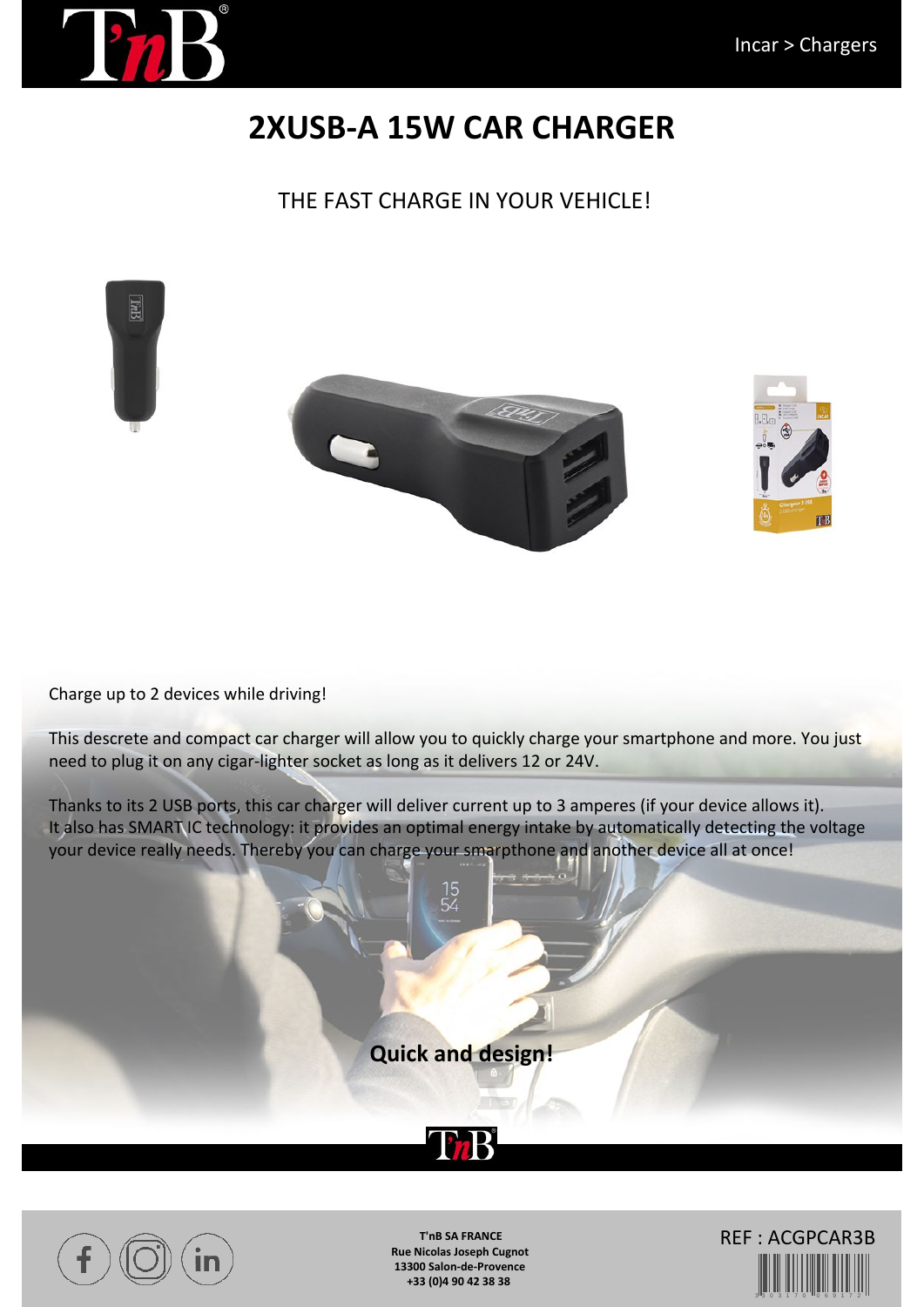Incar > Chargers

# 2XUSB-A 15W CAR CHARGER

THE FAST CHARGE IN YOUR VEHICLE!

Charge up to 2 devices while driving!

This descrete and compact car charger will allow you to quickly charge your smartphone and more. You just need to plug it on any cigar-lighter socket as long as it delivers 12 or 24V.

Thanks to its 2 USB ports, this car charger will deliver current up to 3 amperes (if your device allows it). It also has SMART IC technology: it provides an optimal energy intake by automatically detecting the voltage your device really needs. Thereby you can charge your smartphone and another device all at once!

**Quick and design!**

**T'nB SA FRANCE**
**Rue Nicolas Joseph Cugnot**
**13300 Salon-de-Provence**
**+33 (0)4 90 42 38 38**

REF : ACGPCAR3B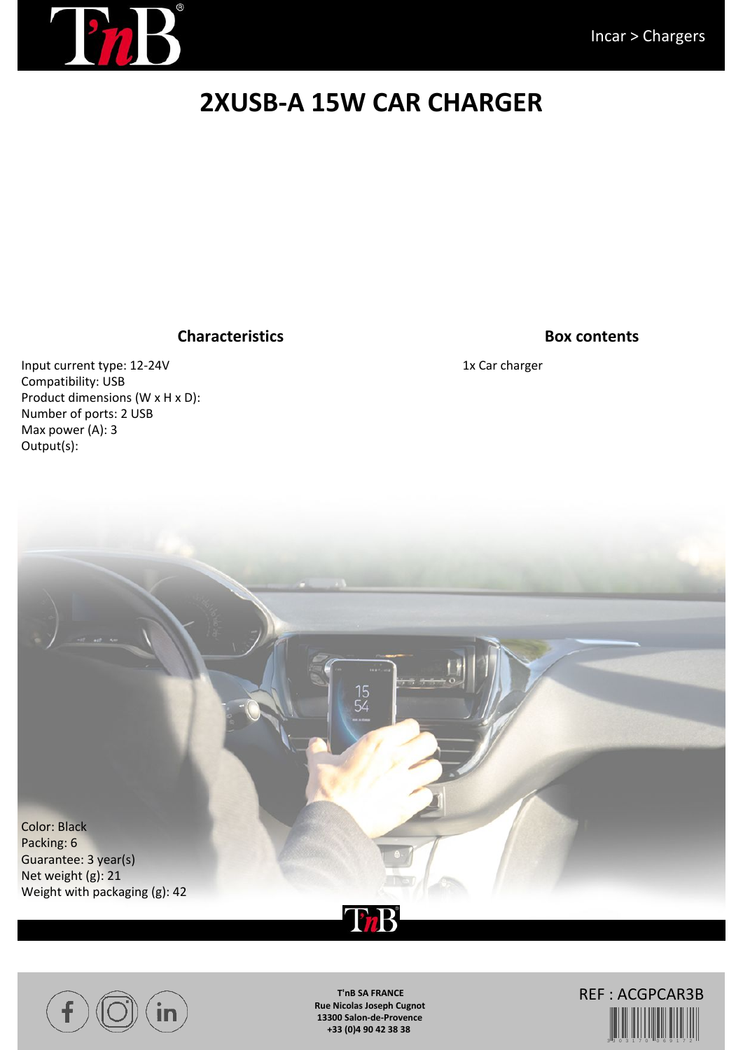Incar > Chargers

# 2XUSB-A 15W CAR CHARGER

## Characteristics

Input current type: 12-24V
Compatibility: USB
Product dimensions (W x H x D):
Number of ports: 2 USB
Max power (A): 3
Output(s):

## Box contents

1x Car charger

Color: Black
Packing: 6
Guarantee: 3 year(s)
Net weight (g): 21
Weight with packaging (g): 42

**T'nB SA FRANCE**
**Rue Nicolas Joseph Cugnot**
**13300 Salon-de-Provence**
**+33 (0)4 90 42 38 38**

REF : ACGPCAR3B